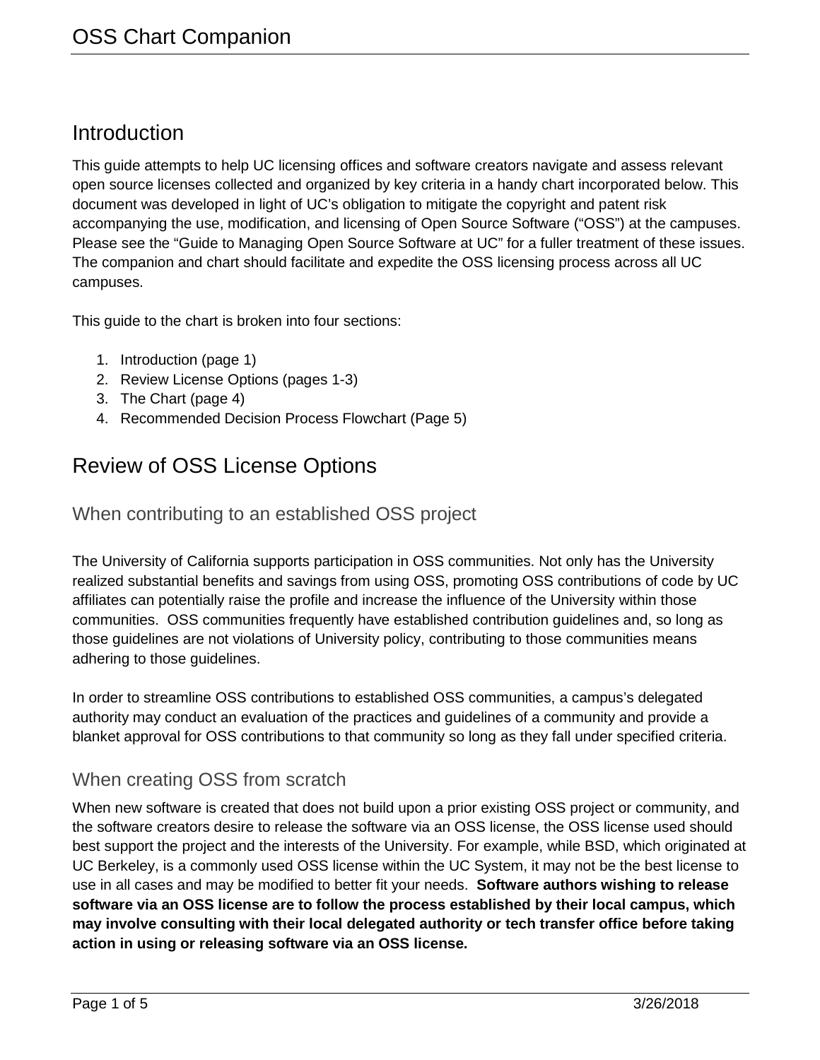## Introduction

This guide attempts to help UC licensing offices and software creators navigate and assess relevant open source licenses collected and organized by key criteria in a handy chart incorporated below. This document was developed in light of UC's obligation to mitigate the copyright and patent risk accompanying the use, modification, and licensing of Open Source Software ("OSS") at the campuses. Please see the "Guide to Managing Open Source Software at UC" for a fuller treatment of these issues. The companion and chart should facilitate and expedite the OSS licensing process across all UC campuses.

This guide to the chart is broken into four sections:

1. Introduction (page 1)
2. Review License Options (pages 1-3)
3. The Chart (page 4)
4. Recommended Decision Process Flowchart (Page 5)

## Review of OSS License Options

### When contributing to an established OSS project

The University of California supports participation in OSS communities. Not only has the University realized substantial benefits and savings from using OSS, promoting OSS contributions of code by UC affiliates can potentially raise the profile and increase the influence of the University within those communities. OSS communities frequently have established contribution guidelines and, so long as those guidelines are not violations of University policy, contributing to those communities means adhering to those guidelines.

In order to streamline OSS contributions to established OSS communities, a campus's delegated authority may conduct an evaluation of the practices and guidelines of a community and provide a blanket approval for OSS contributions to that community so long as they fall under specified criteria.

### When creating OSS from scratch

When new software is created that does not build upon a prior existing OSS project or community, and the software creators desire to release the software via an OSS license, the OSS license used should best support the project and the interests of the University. For example, while BSD, which originated at UC Berkeley, is a commonly used OSS license within the UC System, it may not be the best license to use in all cases and may be modified to better fit your needs. **Software authors wishing to release software via an OSS license are to follow the process established by their local campus, which may involve consulting with their local delegated authority or tech transfer office before taking action in using or releasing software via an OSS license.**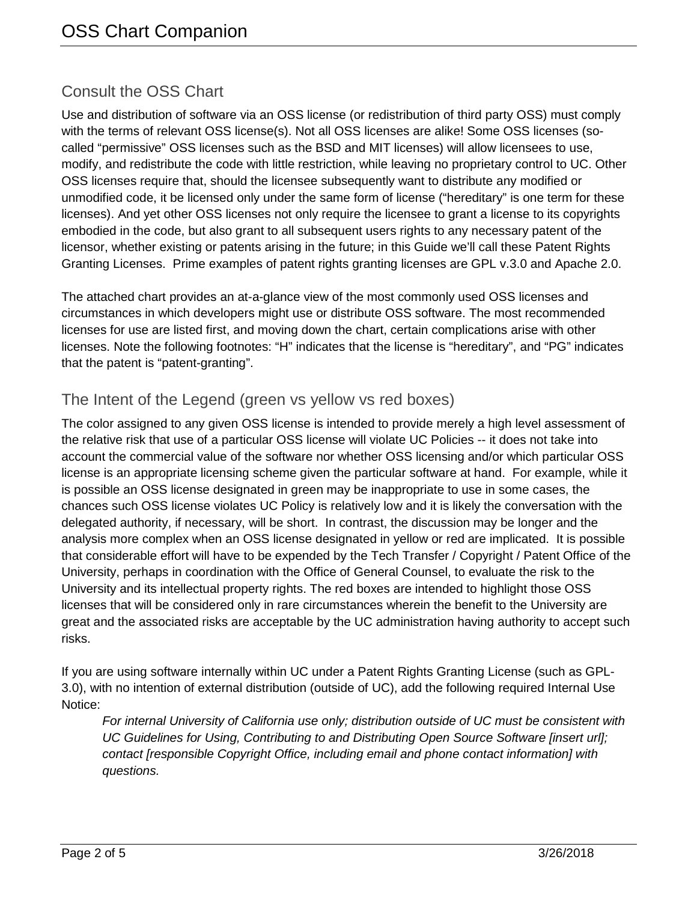## Consult the OSS Chart

Use and distribution of software via an OSS license (or redistribution of third party OSS) must comply with the terms of relevant OSS license(s). Not all OSS licenses are alike! Some OSS licenses (so-called "permissive" OSS licenses such as the BSD and MIT licenses) will allow licensees to use, modify, and redistribute the code with little restriction, while leaving no proprietary control to UC. Other OSS licenses require that, should the licensee subsequently want to distribute any modified or unmodified code, it be licensed only under the same form of license ("hereditary" is one term for these licenses). And yet other OSS licenses not only require the licensee to grant a license to its copyrights embodied in the code, but also grant to all subsequent users rights to any necessary patent of the licensor, whether existing or patents arising in the future; in this Guide we'll call these Patent Rights Granting Licenses. Prime examples of patent rights granting licenses are GPL v.3.0 and Apache 2.0.

The attached chart provides an at-a-glance view of the most commonly used OSS licenses and circumstances in which developers might use or distribute OSS software. The most recommended licenses for use are listed first, and moving down the chart, certain complications arise with other licenses. Note the following footnotes: "H" indicates that the license is "hereditary", and "PG" indicates that the patent is "patent-granting".

## The Intent of the Legend (green vs yellow vs red boxes)

The color assigned to any given OSS license is intended to provide merely a high level assessment of the relative risk that use of a particular OSS license will violate UC Policies -- it does not take into account the commercial value of the software nor whether OSS licensing and/or which particular OSS license is an appropriate licensing scheme given the particular software at hand. For example, while it is possible an OSS license designated in green may be inappropriate to use in some cases, the chances such OSS license violates UC Policy is relatively low and it is likely the conversation with the delegated authority, if necessary, will be short. In contrast, the discussion may be longer and the analysis more complex when an OSS license designated in yellow or red are implicated. It is possible that considerable effort will have to be expended by the Tech Transfer / Copyright / Patent Office of the University, perhaps in coordination with the Office of General Counsel, to evaluate the risk to the University and its intellectual property rights. The red boxes are intended to highlight those OSS licenses that will be considered only in rare circumstances wherein the benefit to the University are great and the associated risks are acceptable by the UC administration having authority to accept such risks.

If you are using software internally within UC under a Patent Rights Granting License (such as GPL-3.0), with no intention of external distribution (outside of UC), add the following required Internal Use Notice:

> *For internal University of California use only; distribution outside of UC must be consistent with UC Guidelines for Using, Contributing to and Distributing Open Source Software [insert url]; contact [responsible Copyright Office, including email and phone contact information] with questions.*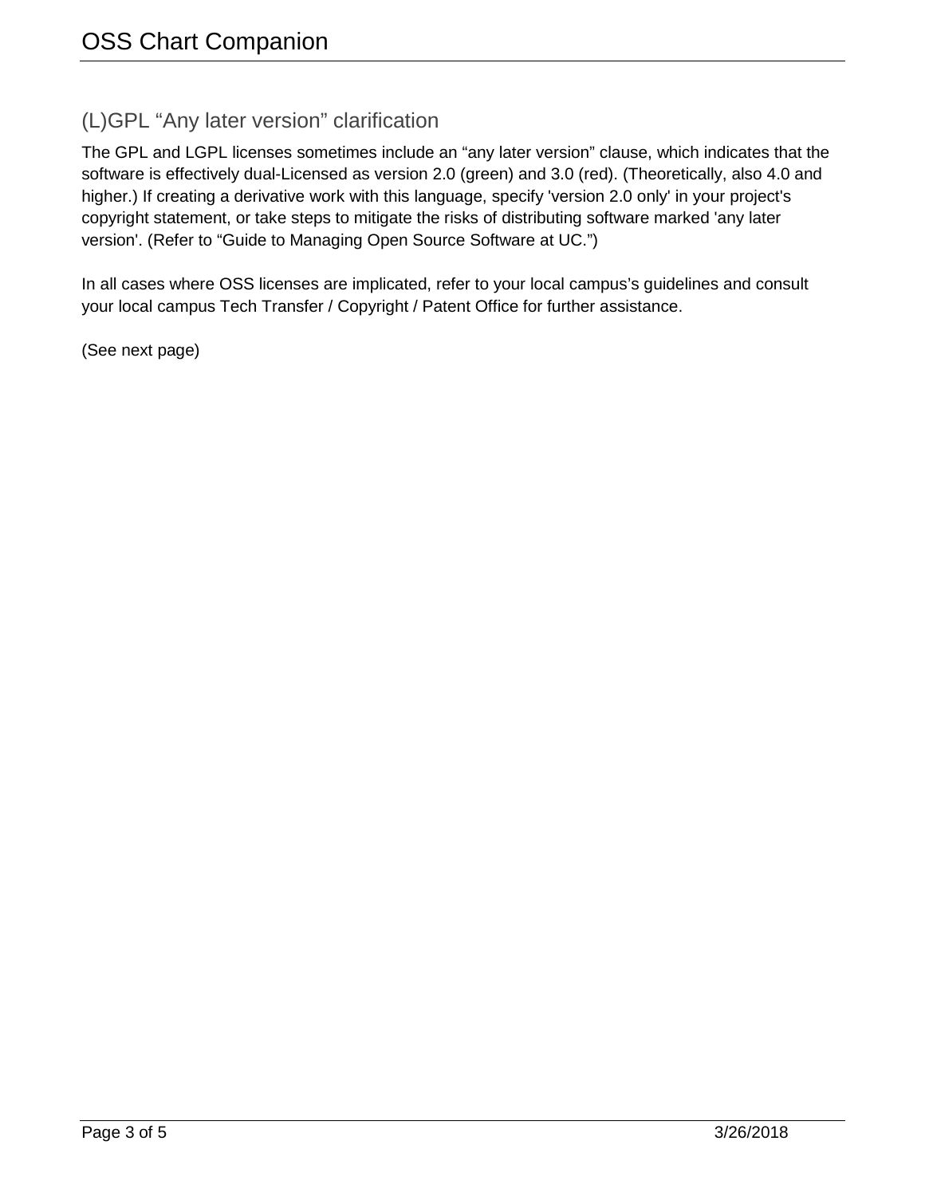## (L)GPL "Any later version" clarification

The GPL and LGPL licenses sometimes include an "any later version" clause, which indicates that the software is effectively dual-Licensed as version 2.0 (green) and 3.0 (red). (Theoretically, also 4.0 and higher.) If creating a derivative work with this language, specify 'version 2.0 only' in your project's copyright statement, or take steps to mitigate the risks of distributing software marked 'any later version'. (Refer to "Guide to Managing Open Source Software at UC.")

In all cases where OSS licenses are implicated, refer to your local campus's guidelines and consult your local campus Tech Transfer / Copyright / Patent Office for further assistance.

(See next page)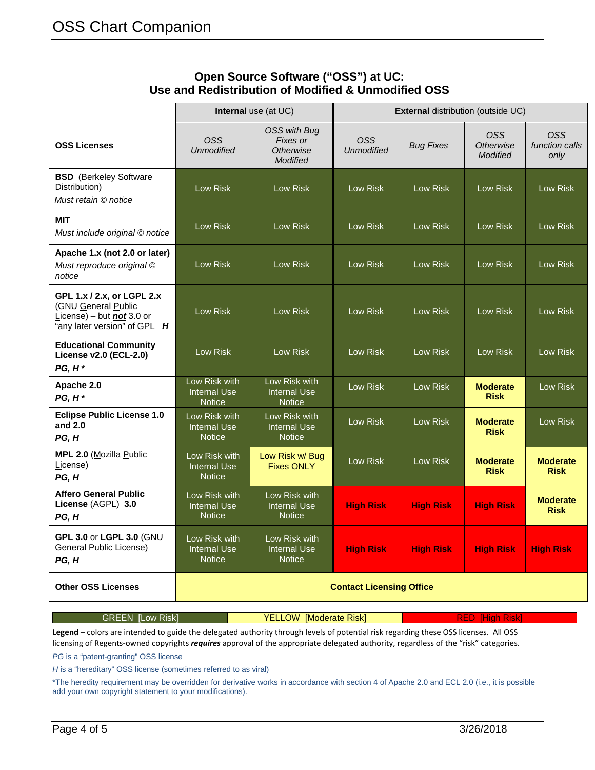## Open Source Software ("OSS") at UC: Use and Redistribution of Modified & Unmodified OSS

| | **Internal** use (at UC) | | **External** distribution (outside UC) | | | |
|---|---|---|---|---|---|---|
| **OSS Licenses** | *OSS Unmodified* | *OSS with Bug Fixes or Otherwise Modified* | *OSS Unmodified* | *Bug Fixes* | *OSS Otherwise Modified* | *OSS function calls only* |
| **BSD** (Berkeley Software Distribution) *Must retain © notice* | Low Risk | Low Risk | Low Risk | Low Risk | Low Risk | Low Risk |
| **MIT** *Must include original © notice* | Low Risk | Low Risk | Low Risk | Low Risk | Low Risk | Low Risk |
| **Apache 1.x (not 2.0 or later)** *Must reproduce original © notice* | Low Risk | Low Risk | Low Risk | Low Risk | Low Risk | Low Risk |
| **GPL 1.x / 2.x, or LGPL 2.x** (GNU General Public License) – but ***not*** 3.0 or "any later version" of GPL ***H*** | Low Risk | Low Risk | Low Risk | Low Risk | Low Risk | Low Risk |
| **Educational Community License v2.0 (ECL-2.0)** ***PG, H**** | Low Risk | Low Risk | Low Risk | Low Risk | Low Risk | Low Risk |
| **Apache 2.0** ***PG, H**** | Low Risk with Internal Use Notice | Low Risk with Internal Use Notice | Low Risk | Low Risk | **Moderate Risk** | Low Risk |
| **Eclipse Public License 1.0 and 2.0** ***PG, H*** | Low Risk with Internal Use Notice | Low Risk with Internal Use Notice | Low Risk | Low Risk | **Moderate Risk** | Low Risk |
| **MPL 2.0** (Mozilla Public License) ***PG, H*** | Low Risk with Internal Use Notice | Low Risk w/ Bug Fixes ONLY | Low Risk | Low Risk | **Moderate Risk** | **Moderate Risk** |
| **Affero General Public License** (AGPL) **3.0** ***PG, H*** | Low Risk with Internal Use Notice | Low Risk with Internal Use Notice | **High Risk** | **High Risk** | **High Risk** | **Moderate Risk** |
| **GPL 3.0** or **LGPL 3.0** (GNU General Public License) ***PG, H*** | Low Risk with Internal Use Notice | Low Risk with Internal Use Notice | **High Risk** | **High Risk** | **High Risk** | **High Risk** |
| **Other OSS Licenses** | **Contact Licensing Office** | | | | | |

GREEN [Low Risk] | YELLOW [Moderate Risk] | RED [High Risk]

**Legend** – colors are intended to guide the delegated authority through levels of potential risk regarding these OSS licenses. All OSS licensing of Regents-owned copyrights ***requires*** approval of the appropriate delegated authority, regardless of the "risk" categories.

*PG* is a "patent-granting" OSS license

*H* is a "hereditary" OSS license (sometimes referred to as viral)

*The heredity requirement may be overridden for derivative works in accordance with section 4 of Apache 2.0 and ECL 2.0 (i.e., it is possible add your own copyright statement to your modifications).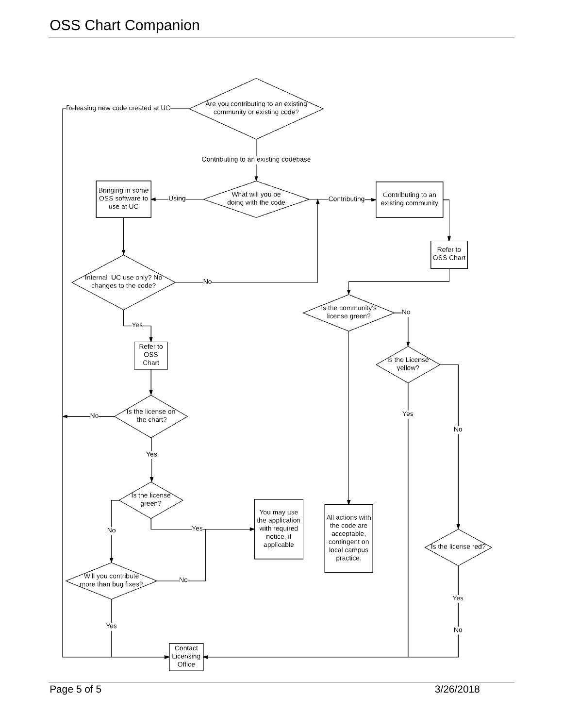Are you contributing to an existing community or existing code?

Releasing new code created at UC

Contributing to an existing codebase

What will you be doing with the code

Using

Contributing

Bringing in some OSS software to use at UC

Contributing to an existing community

Refer to OSS Chart

Internal UC use only? No changes to the code?

No

Yes

Refer to OSS Chart

Is the community's license green?

No

Is the License yellow?

Yes

No

Is the license on the chart?

No

Yes

Is the license green?

No

Yes

You may use the application with required notice, if applicable

All actions with the code are acceptable, contingent on local campus practice.

Is the license red?

Yes

No

Will you contribute more than bug fixes?

No

Yes

Contact Licensing Office